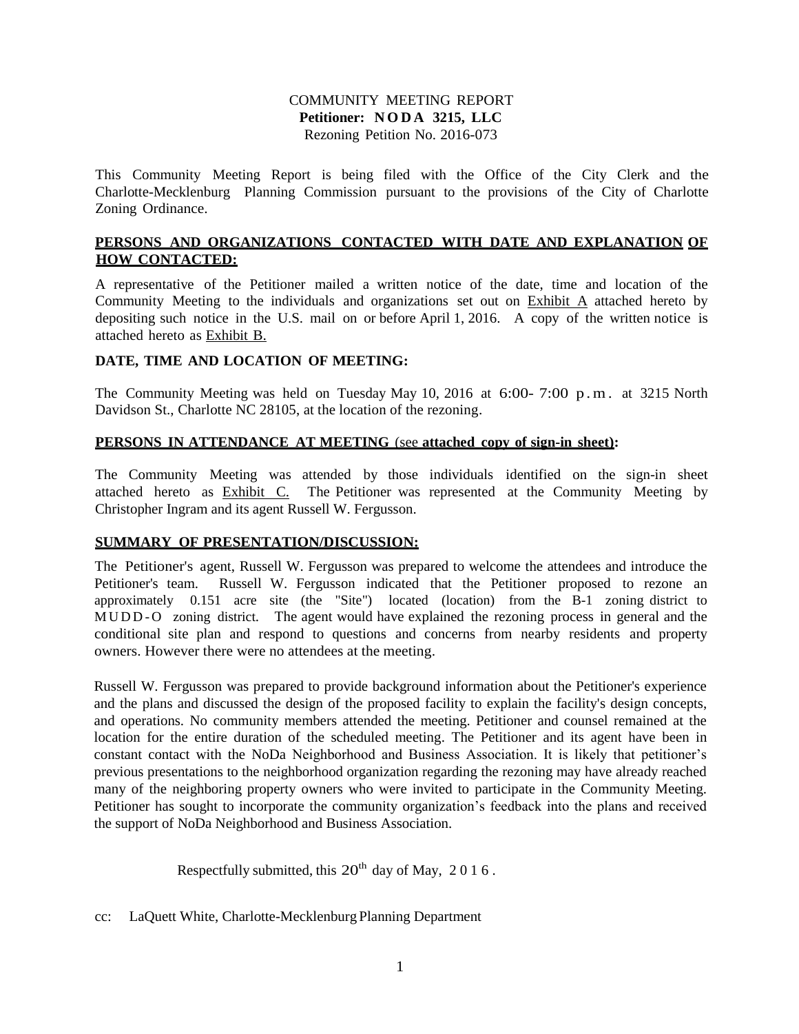COMMUNITY MEETING REPORT
**Petitioner: NODA 3215, LLC**
Rezoning Petition No. 2016-073

This Community Meeting Report is being filed with the Office of the City Clerk and the Charlotte-Mecklenburg Planning Commission pursuant to the provisions of the City of Charlotte Zoning Ordinance.

**PERSONS AND ORGANIZATIONS CONTACTED WITH DATE AND EXPLANATION OF HOW CONTACTED:**

A representative of the Petitioner mailed a written notice of the date, time and location of the Community Meeting to the individuals and organizations set out on Exhibit A attached hereto by depositing such notice in the U.S. mail on or before April 1, 2016. A copy of the written notice is attached hereto as Exhibit B.

**DATE, TIME AND LOCATION OF MEETING:**

The Community Meeting was held on Tuesday May 10, 2016 at 6:00- 7:00 p.m. at 3215 North Davidson St., Charlotte NC 28105, at the location of the rezoning.

**PERSONS IN ATTENDANCE AT MEETING (see attached copy of sign-in sheet):**

The Community Meeting was attended by those individuals identified on the sign-in sheet attached hereto as Exhibit C. The Petitioner was represented at the Community Meeting by Christopher Ingram and its agent Russell W. Fergusson.

**SUMMARY OF PRESENTATION/DISCUSSION:**

The Petitioner's agent, Russell W. Fergusson was prepared to welcome the attendees and introduce the Petitioner's team. Russell W. Fergusson indicated that the Petitioner proposed to rezone an approximately 0.151 acre site (the "Site") located (location) from the B-1 zoning district to MUDD-O zoning district. The agent would have explained the rezoning process in general and the conditional site plan and respond to questions and concerns from nearby residents and property owners. However there were no attendees at the meeting.

Russell W. Fergusson was prepared to provide background information about the Petitioner's experience and the plans and discussed the design of the proposed facility to explain the facility's design concepts, and operations. No community members attended the meeting. Petitioner and counsel remained at the location for the entire duration of the scheduled meeting. The Petitioner and its agent have been in constant contact with the NoDa Neighborhood and Business Association. It is likely that petitioner's previous presentations to the neighborhood organization regarding the rezoning may have already reached many of the neighboring property owners who were invited to participate in the Community Meeting. Petitioner has sought to incorporate the community organization's feedback into the plans and received the support of NoDa Neighborhood and Business Association.

Respectfully submitted, this 20th day of May, 2016.

cc: LaQuett White, Charlotte-Mecklenburg Planning Department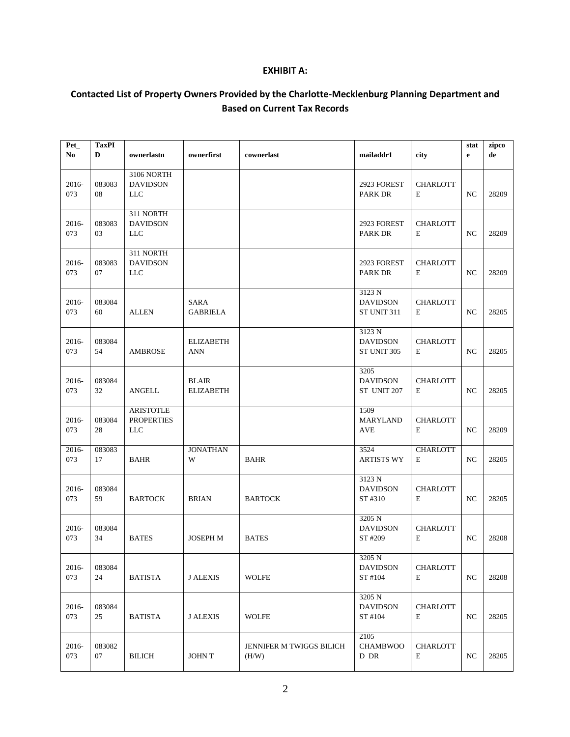**EXHIBIT A:**

**Contacted List of Property Owners Provided by the Charlotte-Mecklenburg Planning Department and Based on Current Tax Records**

| Pet_No | TaxPID | ownerlastn | ownerfirst | cownerlast | mailaddr1 | city | state | zipcode |
|---|---|---|---|---|---|---|---|---|
| 2016-073 | 08308308 | 3106 NORTH DAVIDSON LLC | | | 2923 FOREST PARK DR | CHARLOTTE | NC | 28209 |
| 2016-073 | 08308303 | 311 NORTH DAVIDSON LLC | | | 2923 FOREST PARK DR | CHARLOTTE | NC | 28209 |
| 2016-073 | 08308307 | 311 NORTH DAVIDSON LLC | | | 2923 FOREST PARK DR | CHARLOTTE | NC | 28209 |
| 2016-073 | 08308460 | ALLEN | SARA GABRIELA | | 3123 N DAVIDSON ST UNIT 311 | CHARLOTTE | NC | 28205 |
| 2016-073 | 08308454 | AMBROSE | ELIZABETH ANN | | 3123 N DAVIDSON ST UNIT 305 | CHARLOTTE | NC | 28205 |
| 2016-073 | 08308432 | ANGELL | BLAIR ELIZABETH | | 3205 DAVIDSON ST UNIT 207 | CHARLOTTE | NC | 28205 |
| 2016-073 | 08308428 | ARISTOTLE PROPERTIES LLC | | | 1509 MARYLAND AVE | CHARLOTTE | NC | 28209 |
| 2016-073 | 08308317 | BAHR | JONATHAN W | BAHR | 3524 ARTISTS WY | CHARLOTTE | NC | 28205 |
| 2016-073 | 08308459 | BARTOCK | BRIAN | BARTOCK | 3123 N DAVIDSON ST #310 | CHARLOTTE | NC | 28205 |
| 2016-073 | 08308434 | BATES | JOSEPH M | BATES | 3205 N DAVIDSON ST #209 | CHARLOTTE | NC | 28208 |
| 2016-073 | 08308424 | BATISTA | J ALEXIS | WOLFE | 3205 N DAVIDSON ST #104 | CHARLOTTE | NC | 28208 |
| 2016-073 | 08308425 | BATISTA | J ALEXIS | WOLFE | 3205 N DAVIDSON ST #104 | CHARLOTTE | NC | 28205 |
| 2016-073 | 08308207 | BILICH | JOHN T | JENNIFER M TWIGGS BILICH (H/W) | 2105 CHAMBWOOD DR | CHARLOTTE | NC | 28205 |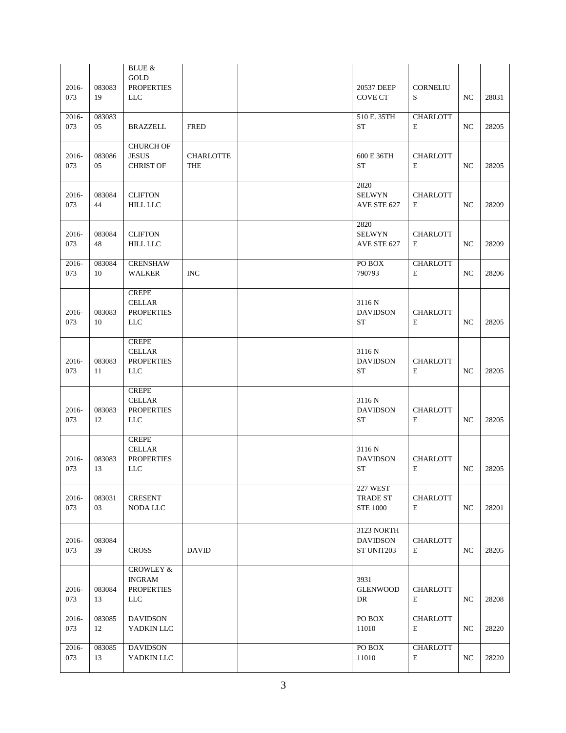| | | | | | | | | |
|---|---|---|---|---|---|---|---|---|
| 2016-073 | 08308319 | BLUE & GOLD PROPERTIES LLC | | | 20537 DEEP COVE CT | CORNELIUS | NC | 28031 |
| 2016-073 | 08308305 | BRAZZELL | FRED | | 510 E. 35TH ST | CHARLOTTE | NC | 28205 |
| 2016-073 | 08308605 | CHURCH OF JESUS CHRIST OF | CHARLOTTE THE | | 600 E 36TH ST | CHARLOTTE | NC | 28205 |
| 2016-073 | 08308444 | CLIFTON HILL LLC | | | 2820 SELWYN AVE STE 627 | CHARLOTTE | NC | 28209 |
| 2016-073 | 08308448 | CLIFTON HILL LLC | | | 2820 SELWYN AVE STE 627 | CHARLOTTE | NC | 28209 |
| 2016-073 | 08308410 | CRENSHAW WALKER | INC | | PO BOX 790793 | CHARLOTTE | NC | 28206 |
| 2016-073 | 08308310 | CREPE CELLAR PROPERTIES LLC | | | 3116 N DAVIDSON ST | CHARLOTTE | NC | 28205 |
| 2016-073 | 08308311 | CREPE CELLAR PROPERTIES LLC | | | 3116 N DAVIDSON ST | CHARLOTTE | NC | 28205 |
| 2016-073 | 08308312 | CREPE CELLAR PROPERTIES LLC | | | 3116 N DAVIDSON ST | CHARLOTTE | NC | 28205 |
| 2016-073 | 08308313 | CREPE CELLAR PROPERTIES LLC | | | 3116 N DAVIDSON ST | CHARLOTTE | NC | 28205 |
| 2016-073 | 08303103 | CRESENT NODA LLC | | | 227 WEST TRADE ST STE 1000 | CHARLOTTE | NC | 28201 |
| 2016-073 | 08308439 | CROSS | DAVID | | 3123 NORTH DAVIDSON ST UNIT203 | CHARLOTTE | NC | 28205 |
| 2016-073 | 08308413 | CROWLEY & INGRAM PROPERTIES LLC | | | 3931 GLENWOOD DR | CHARLOTTE | NC | 28208 |
| 2016-073 | 08308512 | DAVIDSON YADKIN LLC | | | PO BOX 11010 | CHARLOTTE | NC | 28220 |
| 2016-073 | 08308513 | DAVIDSON YADKIN LLC | | | PO BOX 11010 | CHARLOTTE | NC | 28220 |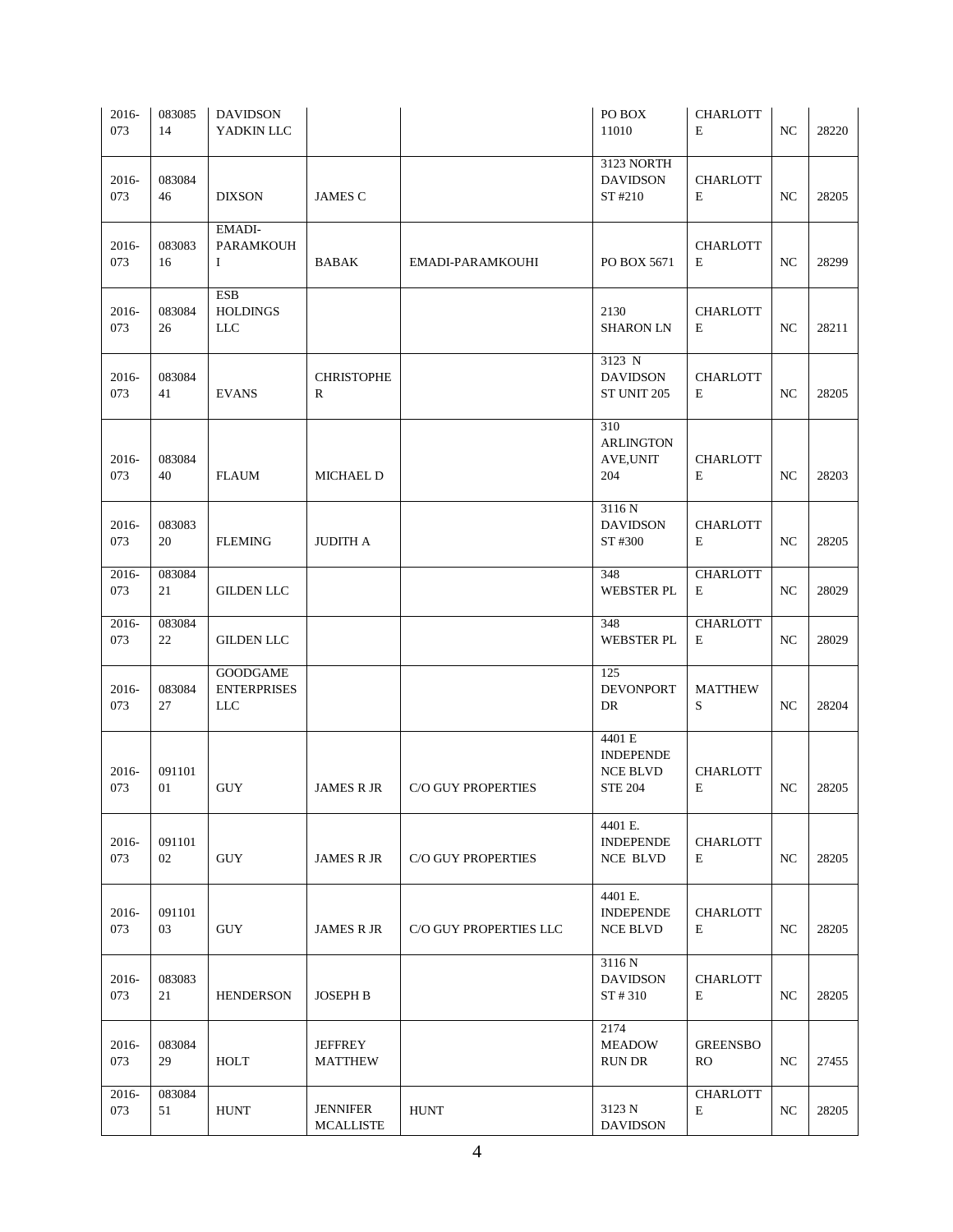| | | | | | | | | |
|---|---|---|---|---|---|---|---|---|
| 2016-073 | 08308514 | DAVIDSON YADKIN LLC | | | PO BOX 11010 | CHARLOTTE | NC | 28220 |
| 2016-073 | 08308446 | DIXSON | JAMES C | | 3123 NORTH DAVIDSON ST #210 | CHARLOTTE | NC | 28205 |
| 2016-073 | 08308316 | EMADI-PARAMKOUHI | BABAK | EMADI-PARAMKOUHI | PO BOX 5671 | CHARLOTTE | NC | 28299 |
| 2016-073 | 08308426 | ESB HOLDINGS LLC | | | 2130 SHARON LN | CHARLOTTE | NC | 28211 |
| 2016-073 | 08308441 | EVANS | CHRISTOPHER | | 3123 N DAVIDSON ST UNIT 205 | CHARLOTTE | NC | 28205 |
| 2016-073 | 08308440 | FLAUM | MICHAEL D | | 310 ARLINGTON AVE,UNIT 204 | CHARLOTTE | NC | 28203 |
| 2016-073 | 08308320 | FLEMING | JUDITH A | | 3116 N DAVIDSON ST #300 | CHARLOTTE | NC | 28205 |
| 2016-073 | 08308421 | GILDEN LLC | | | 348 WEBSTER PL | CHARLOTTE | NC | 28029 |
| 2016-073 | 08308422 | GILDEN LLC | | | 348 WEBSTER PL | CHARLOTTE | NC | 28029 |
| 2016-073 | 08308427 | GOODGAME ENTERPRISES LLC | | | 125 DEVONPORT DR | MATTHEWS | NC | 28204 |
| 2016-073 | 09110101 | GUY | JAMES R JR | C/O GUY PROPERTIES | 4401 E INDEPENDENCE BLVD STE 204 | CHARLOTTE | NC | 28205 |
| 2016-073 | 09110102 | GUY | JAMES R JR | C/O GUY PROPERTIES | 4401 E. INDEPENDENCE BLVD | CHARLOTTE | NC | 28205 |
| 2016-073 | 09110103 | GUY | JAMES R JR | C/O GUY PROPERTIES LLC | 4401 E. INDEPENDENCE BLVD | CHARLOTTE | NC | 28205 |
| 2016-073 | 08308321 | HENDERSON | JOSEPH B | | 3116 N DAVIDSON ST # 310 | CHARLOTTE | NC | 28205 |
| 2016-073 | 08308429 | HOLT | JEFFREY MATTHEW | | 2174 MEADOW RUN DR | GREENSBORO | NC | 27455 |
| 2016-073 | 08308451 | HUNT | JENNIFER MCALLISTE | HUNT | 3123 N DAVIDSON | CHARLOTTE | NC | 28205 |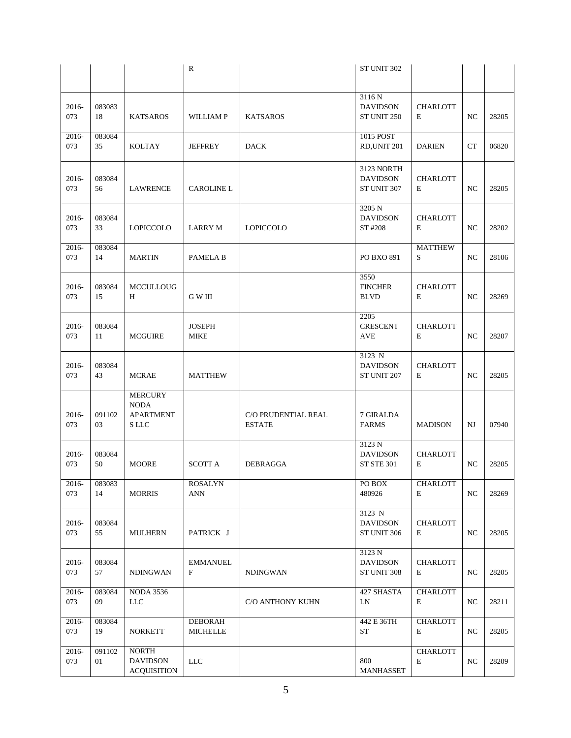| | | | R | | ST UNIT 302 | | | |
|---|---|---|---|---|---|---|---|---|
| 2016-073 | 08308318 | KATSAROS | WILLIAM P | KATSAROS | 3116 N DAVIDSON ST UNIT 250 | CHARLOTTE | NC | 28205 |
| 2016-073 | 08308435 | KOLTAY | JEFFREY | DACK | 1015 POST RD,UNIT 201 | DARIEN | CT | 06820 |
| 2016-073 | 08308456 | LAWRENCE | CAROLINE L | | 3123 NORTH DAVIDSON ST UNIT 307 | CHARLOTTE | NC | 28205 |
| 2016-073 | 08308433 | LOPICCOLO | LARRY M | LOPICCOLO | 3205 N DAVIDSON ST #208 | CHARLOTTE | NC | 28202 |
| 2016-073 | 08308414 | MARTIN | PAMELA B | | PO BXO 891 | MATTHEWS | NC | 28106 |
| 2016-073 | 08308415 | MCCULLOUGH | G W III | | 3550 FINCHER BLVD | CHARLOTTE | NC | 28269 |
| 2016-073 | 08308411 | MCGUIRE | JOSEPH MIKE | | 2205 CRESCENT AVE | CHARLOTTE | NC | 28207 |
| 2016-073 | 08308443 | MCRAE | MATTHEW | | 3123 N DAVIDSON ST UNIT 207 | CHARLOTTE | NC | 28205 |
| 2016-073 | 09110203 | MERCURY NODA APARTMENTS LLC | | C/O PRUDENTIAL REAL ESTATE | 7 GIRALDA FARMS | MADISON | NJ | 07940 |
| 2016-073 | 08308450 | MOORE | SCOTT A | DEBRAGGA | 3123 N DAVIDSON ST STE 301 | CHARLOTTE | NC | 28205 |
| 2016-073 | 08308314 | MORRIS | ROSALYN ANN | | PO BOX 480926 | CHARLOTTE | NC | 28269 |
| 2016-073 | 08308455 | MULHERN | PATRICK J | | 3123 N DAVIDSON ST UNIT 306 | CHARLOTTE | NC | 28205 |
| 2016-073 | 08308457 | NDINGWAN | EMMANUEL F | NDINGWAN | 3123 N DAVIDSON ST UNIT 308 | CHARLOTTE | NC | 28205 |
| 2016-073 | 08308409 | NODA 3536 LLC | | C/O ANTHONY KUHN | 427 SHASTA LN | CHARLOTTE | NC | 28211 |
| 2016-073 | 08308419 | NORKETT | DEBORAH MICHELLE | | 442 E 36TH ST | CHARLOTTE | NC | 28205 |
| 2016-073 | 09110201 | NORTH DAVIDSON ACQUISITION | LLC | | 800 MANHASSET | CHARLOTTE | NC | 28209 |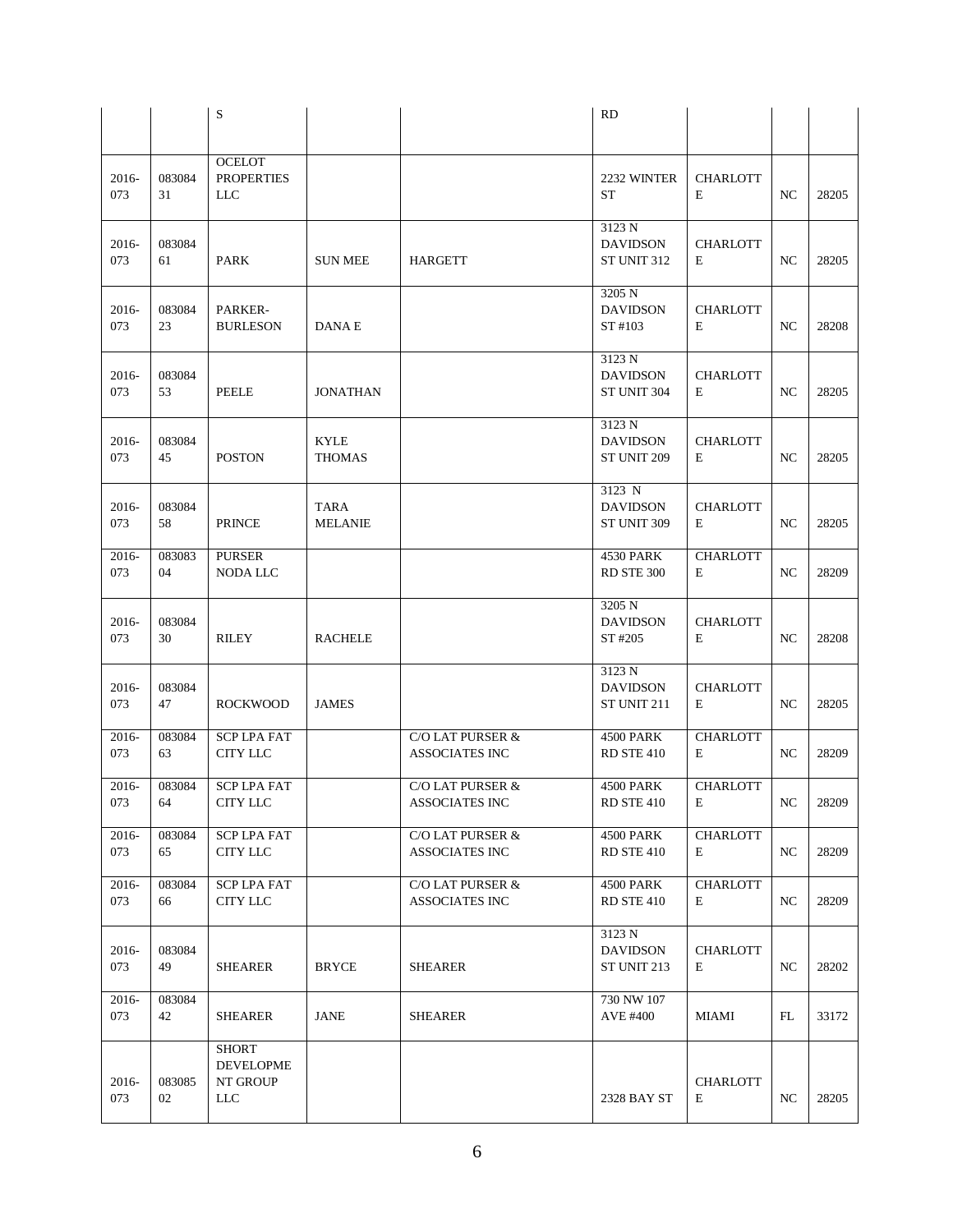| | | S | | | RD | | | |
|---|---|---|---|---|---|---|---|---|
| 2016-073 | 08308431 | OCELOT PROPERTIES LLC | | | 2232 WINTER ST | CHARLOTTE | NC | 28205 |
| 2016-073 | 08308461 | PARK | SUN MEE | HARGETT | 3123 N DAVIDSON ST UNIT 312 | CHARLOTTE | NC | 28205 |
| 2016-073 | 08308423 | PARKER-BURLESON | DANA E | | 3205 N DAVIDSON ST #103 | CHARLOTTE | NC | 28208 |
| 2016-073 | 08308453 | PEELE | JONATHAN | | 3123 N DAVIDSON ST UNIT 304 | CHARLOTTE | NC | 28205 |
| 2016-073 | 08308445 | POSTON | KYLE THOMAS | | 3123 N DAVIDSON ST UNIT 209 | CHARLOTTE | NC | 28205 |
| 2016-073 | 08308458 | PRINCE | TARA MELANIE | | 3123 N DAVIDSON ST UNIT 309 | CHARLOTTE | NC | 28205 |
| 2016-073 | 08308304 | PURSER NODA LLC | | | 4530 PARK RD STE 300 | CHARLOTTE | NC | 28209 |
| 2016-073 | 08308430 | RILEY | RACHELE | | 3205 N DAVIDSON ST #205 | CHARLOTTE | NC | 28208 |
| 2016-073 | 08308447 | ROCKWOOD | JAMES | | 3123 N DAVIDSON ST UNIT 211 | CHARLOTTE | NC | 28205 |
| 2016-073 | 08308463 | SCP LPA FAT CITY LLC | | C/O LAT PURSER & ASSOCIATES INC | 4500 PARK RD STE 410 | CHARLOTTE | NC | 28209 |
| 2016-073 | 08308464 | SCP LPA FAT CITY LLC | | C/O LAT PURSER & ASSOCIATES INC | 4500 PARK RD STE 410 | CHARLOTTE | NC | 28209 |
| 2016-073 | 08308465 | SCP LPA FAT CITY LLC | | C/O LAT PURSER & ASSOCIATES INC | 4500 PARK RD STE 410 | CHARLOTTE | NC | 28209 |
| 2016-073 | 08308466 | SCP LPA FAT CITY LLC | | C/O LAT PURSER & ASSOCIATES INC | 4500 PARK RD STE 410 | CHARLOTTE | NC | 28209 |
| 2016-073 | 08308449 | SHEARER | BRYCE | SHEARER | 3123 N DAVIDSON ST UNIT 213 | CHARLOTTE | NC | 28202 |
| 2016-073 | 08308442 | SHEARER | JANE | SHEARER | 730 NW 107 AVE #400 | MIAMI | FL | 33172 |
| 2016-073 | 08308502 | SHORT DEVELOPMENT GROUP LLC | | | 2328 BAY ST | CHARLOTTE | NC | 28205 |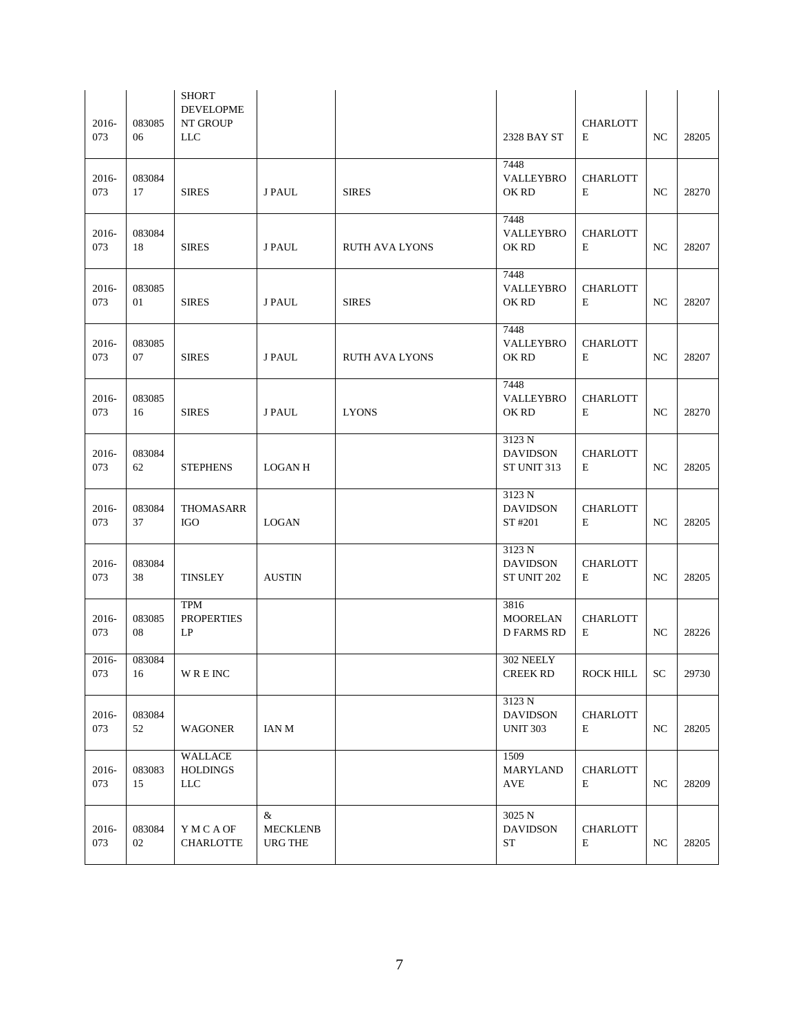| | | | | | | | | |
|---|---|---|---|---|---|---|---|---|
| 2016-073 | 08308506 | SHORT DEVELOPMENT GROUP LLC | | | 2328 BAY ST | CHARLOTTE | NC | 28205 |
| 2016-073 | 08308417 | SIRES | J PAUL | SIRES | 7448 VALLEYBROOK RD | CHARLOTTE | NC | 28270 |
| 2016-073 | 08308418 | SIRES | J PAUL | RUTH AVA LYONS | 7448 VALLEYBROOK RD | CHARLOTTE | NC | 28207 |
| 2016-073 | 08308501 | SIRES | J PAUL | SIRES | 7448 VALLEYBROOK RD | CHARLOTTE | NC | 28207 |
| 2016-073 | 08308507 | SIRES | J PAUL | RUTH AVA LYONS | 7448 VALLEYBROOK RD | CHARLOTTE | NC | 28207 |
| 2016-073 | 08308516 | SIRES | J PAUL | LYONS | 7448 VALLEYBROOK RD | CHARLOTTE | NC | 28270 |
| 2016-073 | 08308462 | STEPHENS | LOGAN H | | 3123 N DAVIDSON ST UNIT 313 | CHARLOTTE | NC | 28205 |
| 2016-073 | 08308437 | THOMASARRIGO | LOGAN | | 3123 N DAVIDSON ST #201 | CHARLOTTE | NC | 28205 |
| 2016-073 | 08308438 | TINSLEY | AUSTIN | | 3123 N DAVIDSON ST UNIT 202 | CHARLOTTE | NC | 28205 |
| 2016-073 | 08308508 | TPM PROPERTIES LP | | | 3816 MOORELAND FARMS RD | CHARLOTTE | NC | 28226 |
| 2016-073 | 08308416 | W R E INC | | | 302 NEELY CREEK RD | ROCK HILL | SC | 29730 |
| 2016-073 | 08308452 | WAGONER | IAN M | | 3123 N DAVIDSON UNIT 303 | CHARLOTTE | NC | 28205 |
| 2016-073 | 08308315 | WALLACE HOLDINGS LLC | | | 1509 MARYLAND AVE | CHARLOTTE | NC | 28209 |
| 2016-073 | 08308402 | Y M C A OF CHARLOTTE | & MECKLENBURG THE | | 3025 N DAVIDSON ST | CHARLOTTE | NC | 28205 |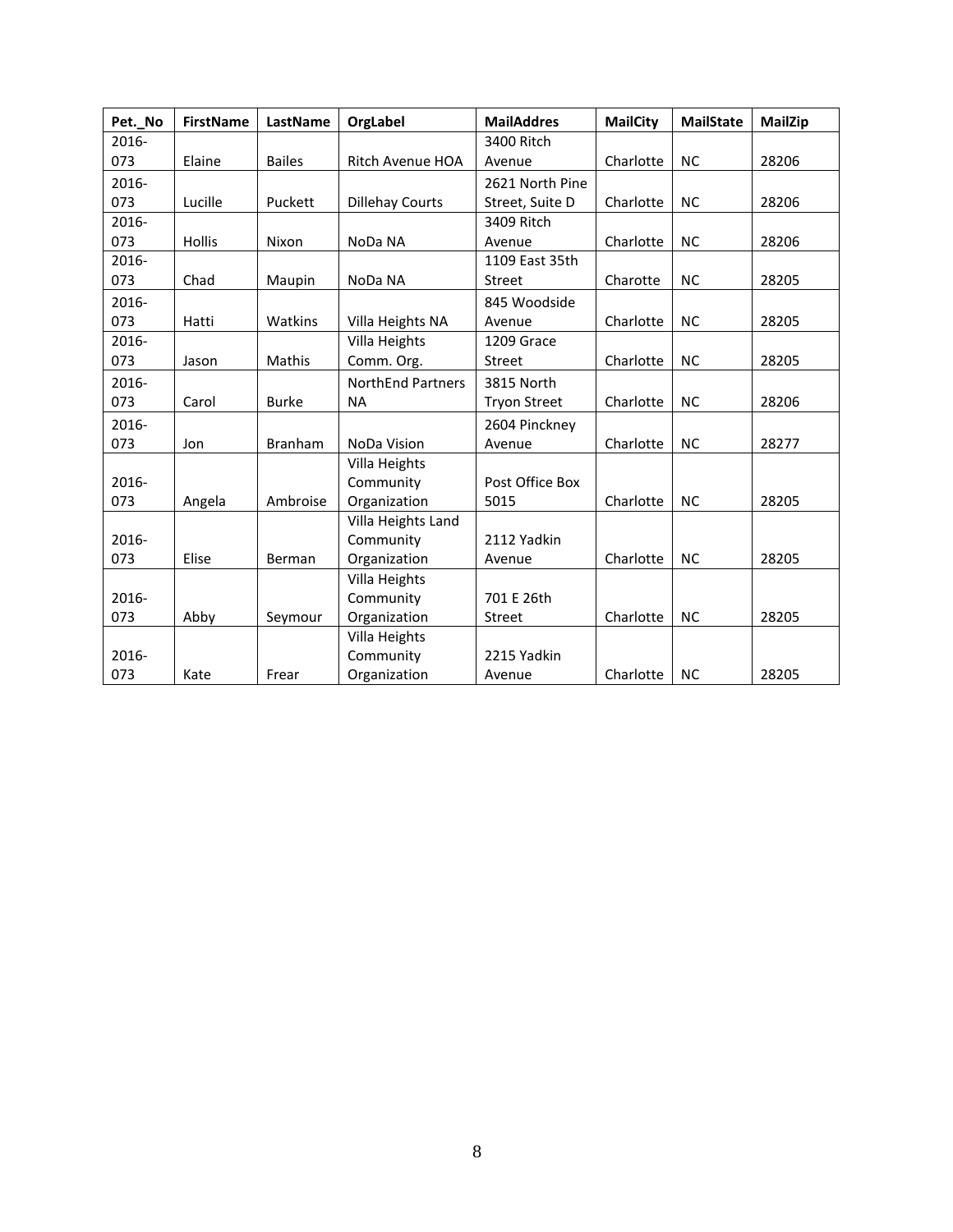| Pet._No | FirstName | LastName | OrgLabel | MailAddres | MailCity | MailState | MailZip |
|---|---|---|---|---|---|---|---|
| 2016-073 | Elaine | Bailes | Ritch Avenue HOA | 3400 Ritch Avenue | Charlotte | NC | 28206 |
| 2016-073 | Lucille | Puckett | Dillehay Courts | 2621 North Pine Street, Suite D | Charlotte | NC | 28206 |
| 2016-073 | Hollis | Nixon | NoDa NA | 3409 Ritch Avenue | Charlotte | NC | 28206 |
| 2016-073 | Chad | Maupin | NoDa NA | 1109 East 35th Street | Charotte | NC | 28205 |
| 2016-073 | Hatti | Watkins | Villa Heights NA | 845 Woodside Avenue | Charlotte | NC | 28205 |
| 2016-073 | Jason | Mathis | Villa Heights Comm. Org. | 1209 Grace Street | Charlotte | NC | 28205 |
| 2016-073 | Carol | Burke | NorthEnd Partners NA | 3815 North Tryon Street | Charlotte | NC | 28206 |
| 2016-073 | Jon | Branham | NoDa Vision | 2604 Pinckney Avenue | Charlotte | NC | 28277 |
| 2016-073 | Angela | Ambroise | Villa Heights Community Organization | Post Office Box 5015 | Charlotte | NC | 28205 |
| 2016-073 | Elise | Berman | Villa Heights Land Community Organization | 2112 Yadkin Avenue | Charlotte | NC | 28205 |
| 2016-073 | Abby | Seymour | Villa Heights Community Organization | 701 E 26th Street | Charlotte | NC | 28205 |
| 2016-073 | Kate | Frear | Villa Heights Community Organization | 2215 Yadkin Avenue | Charlotte | NC | 28205 |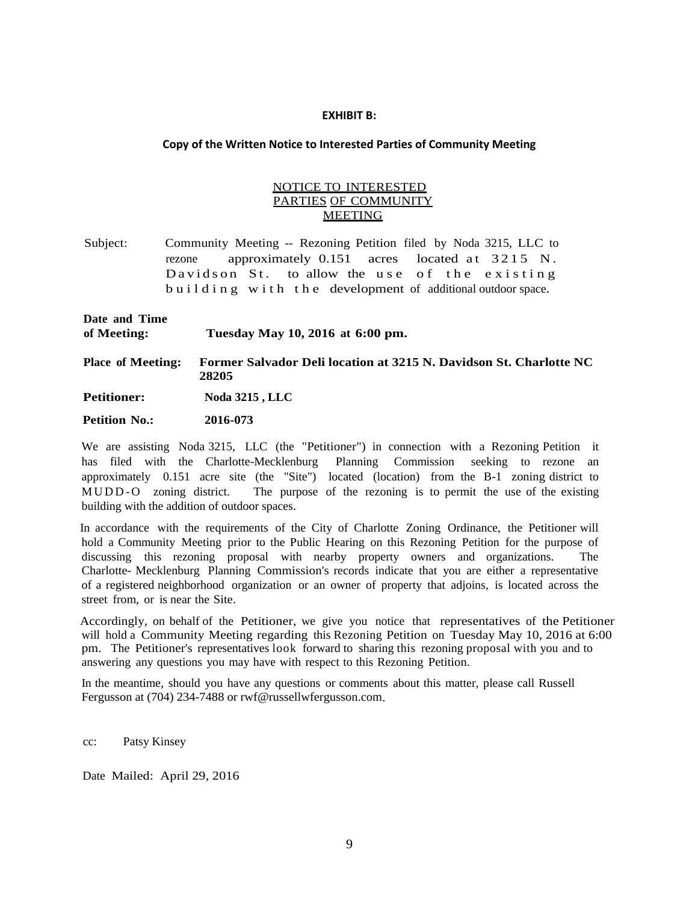**EXHIBIT B:**

**Copy of the Written Notice to Interested Parties of Community Meeting**

NOTICE TO INTERESTED PARTIES OF COMMUNITY MEETING

Subject: Community Meeting -- Rezoning Petition filed by Noda 3215, LLC to rezone approximately 0.151 acres located at 3215 N. Davidson St. to allow the use of the existing building with the development of additional outdoor space.

**Date and Time of Meeting:** **Tuesday May 10, 2016 at 6:00 pm.**

**Place of Meeting:** **Former Salvador Deli location at 3215 N. Davidson St. Charlotte NC 28205**

**Petitioner:** **Noda 3215 , LLC**

**Petition No.:** **2016-073**

We are assisting Noda 3215, LLC (the "Petitioner") in connection with a Rezoning Petition it has filed with the Charlotte-Mecklenburg Planning Commission seeking to rezone an approximately 0.151 acre site (the "Site") located (location) from the B-1 zoning district to MUDD-O zoning district. The purpose of the rezoning is to permit the use of the existing building with the addition of outdoor spaces.

In accordance with the requirements of the City of Charlotte Zoning Ordinance, the Petitioner will hold a Community Meeting prior to the Public Hearing on this Rezoning Petition for the purpose of discussing this rezoning proposal with nearby property owners and organizations. The Charlotte- Mecklenburg Planning Commission's records indicate that you are either a representative of a registered neighborhood organization or an owner of property that adjoins, is located across the street from, or is near the Site.

Accordingly, on behalf of the Petitioner, we give you notice that representatives of the Petitioner will hold a Community Meeting regarding this Rezoning Petition on Tuesday May 10, 2016 at 6:00 pm. The Petitioner's representatives look forward to sharing this rezoning proposal with you and to answering any questions you may have with respect to this Rezoning Petition.

In the meantime, should you have any questions or comments about this matter, please call Russell Fergusson at (704) 234-7488 or rwf@russellwfergusson.com.

cc: Patsy Kinsey

Date Mailed: April 29, 2016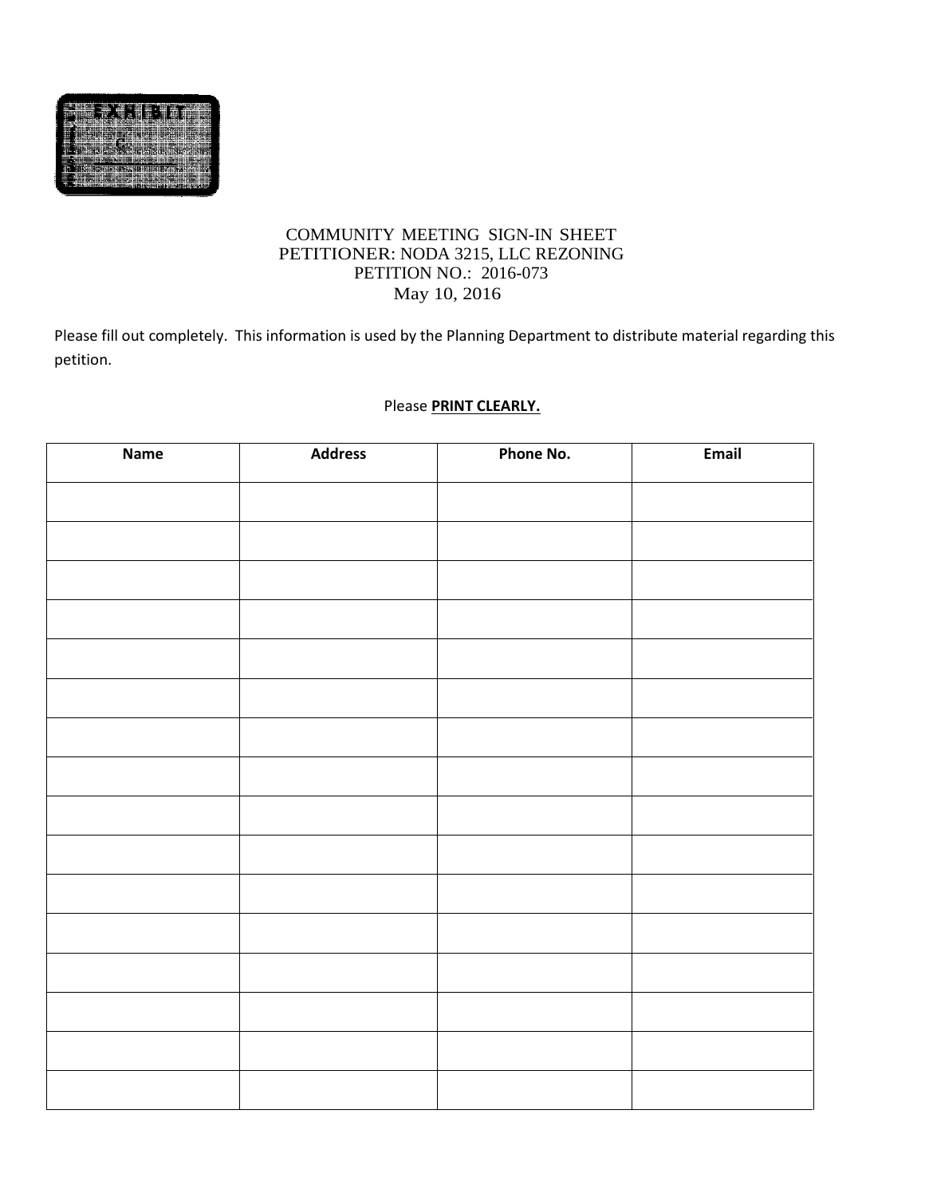EXHIBIT C

COMMUNITY MEETING SIGN-IN SHEET
PETITIONER: NODA 3215, LLC REZONING
PETITION NO.: 2016-073
May 10, 2016

Please fill out completely. This information is used by the Planning Department to distribute material regarding this petition.

Please **PRINT CLEARLY.**

| Name | Address | Phone No. | Email |
|---|---|---|---|
| | | | |
| | | | |
| | | | |
| | | | |
| | | | |
| | | | |
| | | | |
| | | | |
| | | | |
| | | | |
| | | | |
| | | | |
| | | | |
| | | | |
| | | | |
| | | | |